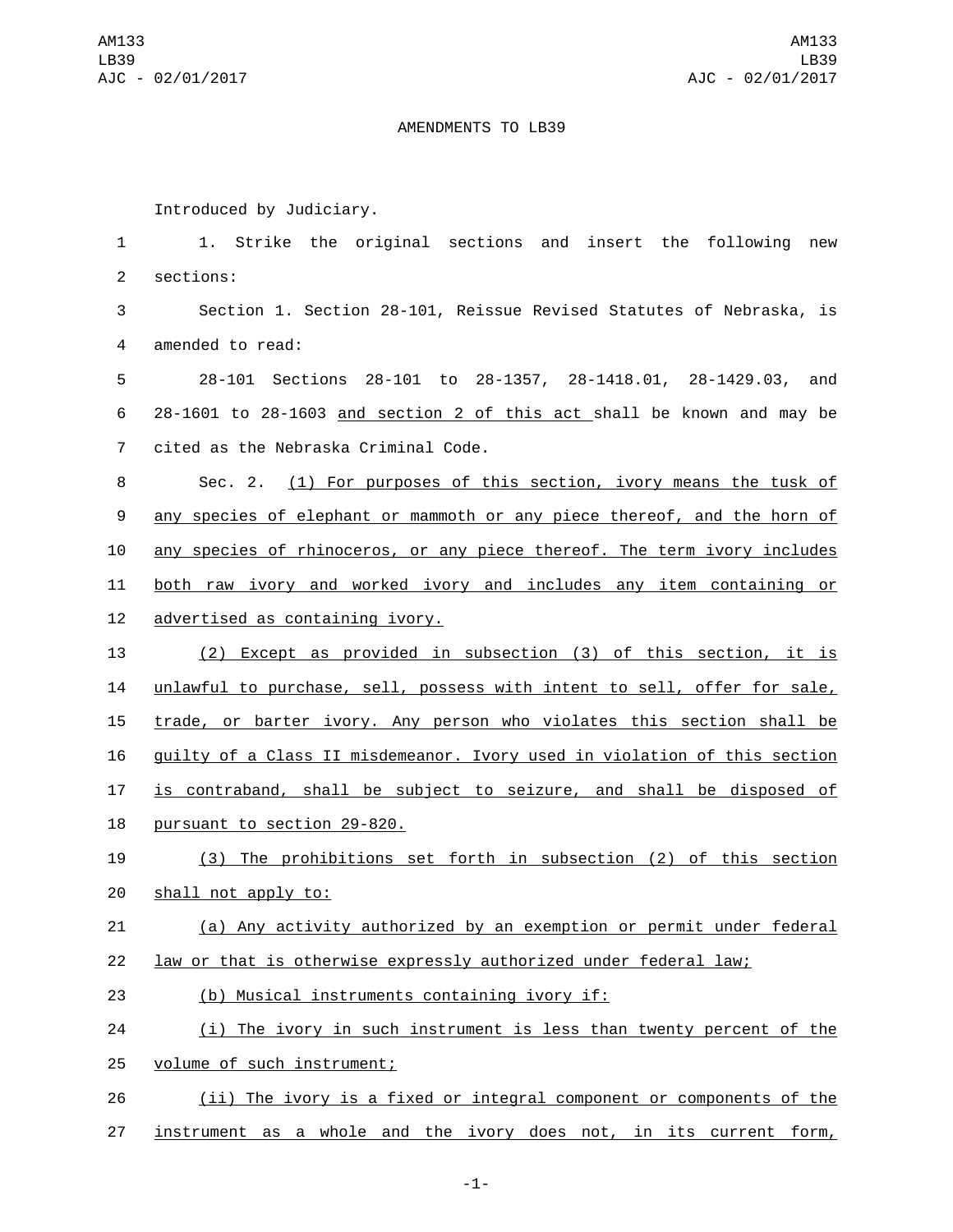AMENDMENTS TO LB39

Introduced by Judiciary.

1. Strike the original sections and insert the following new sections:

Section 1. Section 28-101, Reissue Revised Statutes of Nebraska, is amended to read:

28-101 Sections 28-101 to 28-1357, 28-1418.01, 28-1429.03, and 28-1601 to 28-1603 <u>and section 2 of this act</u> shall be known and may be cited as the Nebraska Criminal Code.

Sec. 2. <u>(1) For purposes of this section, ivory means the tusk of any species of elephant or mammoth or any piece thereof, and the horn of any species of rhinoceros, or any piece thereof. The term ivory includes both raw ivory and worked ivory and includes any item containing or advertised as containing ivory.</u>

<u>(2) Except as provided in subsection (3) of this section, it is unlawful to purchase, sell, possess with intent to sell, offer for sale, trade, or barter ivory. Any person who violates this section shall be guilty of a Class II misdemeanor. Ivory used in violation of this section is contraband, shall be subject to seizure, and shall be disposed of pursuant to section 29-820.</u>

<u>(3) The prohibitions set forth in subsection (2) of this section shall not apply to:</u>

<u>(a) Any activity authorized by an exemption or permit under federal law or that is otherwise expressly authorized under federal law;</u>

<u>(b) Musical instruments containing ivory if:</u>

<u>(i) The ivory in such instrument is less than twenty percent of the volume of such instrument;</u>

<u>(ii) The ivory is a fixed or integral component or components of the instrument as a whole and the ivory does not, in its current form,</u>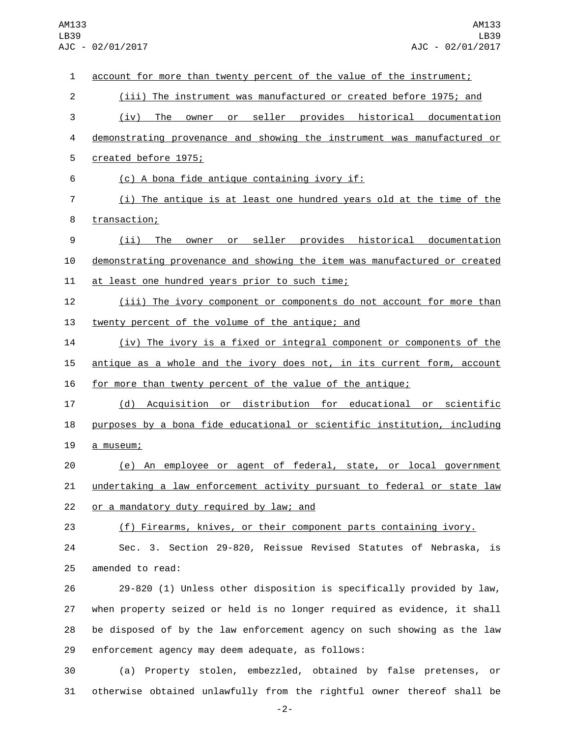account for more than twenty percent of the value of the instrument;

(iii) The instrument was manufactured or created before 1975; and

(iv) The owner or seller provides historical documentation demonstrating provenance and showing the instrument was manufactured or created before 1975;

(c) A bona fide antique containing ivory if:

(i) The antique is at least one hundred years old at the time of the transaction;

(ii) The owner or seller provides historical documentation demonstrating provenance and showing the item was manufactured or created at least one hundred years prior to such time;

(iii) The ivory component or components do not account for more than twenty percent of the volume of the antique; and

(iv) The ivory is a fixed or integral component or components of the antique as a whole and the ivory does not, in its current form, account for more than twenty percent of the value of the antique;

(d) Acquisition or distribution for educational or scientific purposes by a bona fide educational or scientific institution, including a museum;

(e) An employee or agent of federal, state, or local government undertaking a law enforcement activity pursuant to federal or state law or a mandatory duty required by law; and

(f) Firearms, knives, or their component parts containing ivory.

Sec. 3. Section 29-820, Reissue Revised Statutes of Nebraska, is amended to read:

29-820 (1) Unless other disposition is specifically provided by law, when property seized or held is no longer required as evidence, it shall be disposed of by the law enforcement agency on such showing as the law enforcement agency may deem adequate, as follows:

(a) Property stolen, embezzled, obtained by false pretenses, or otherwise obtained unlawfully from the rightful owner thereof shall be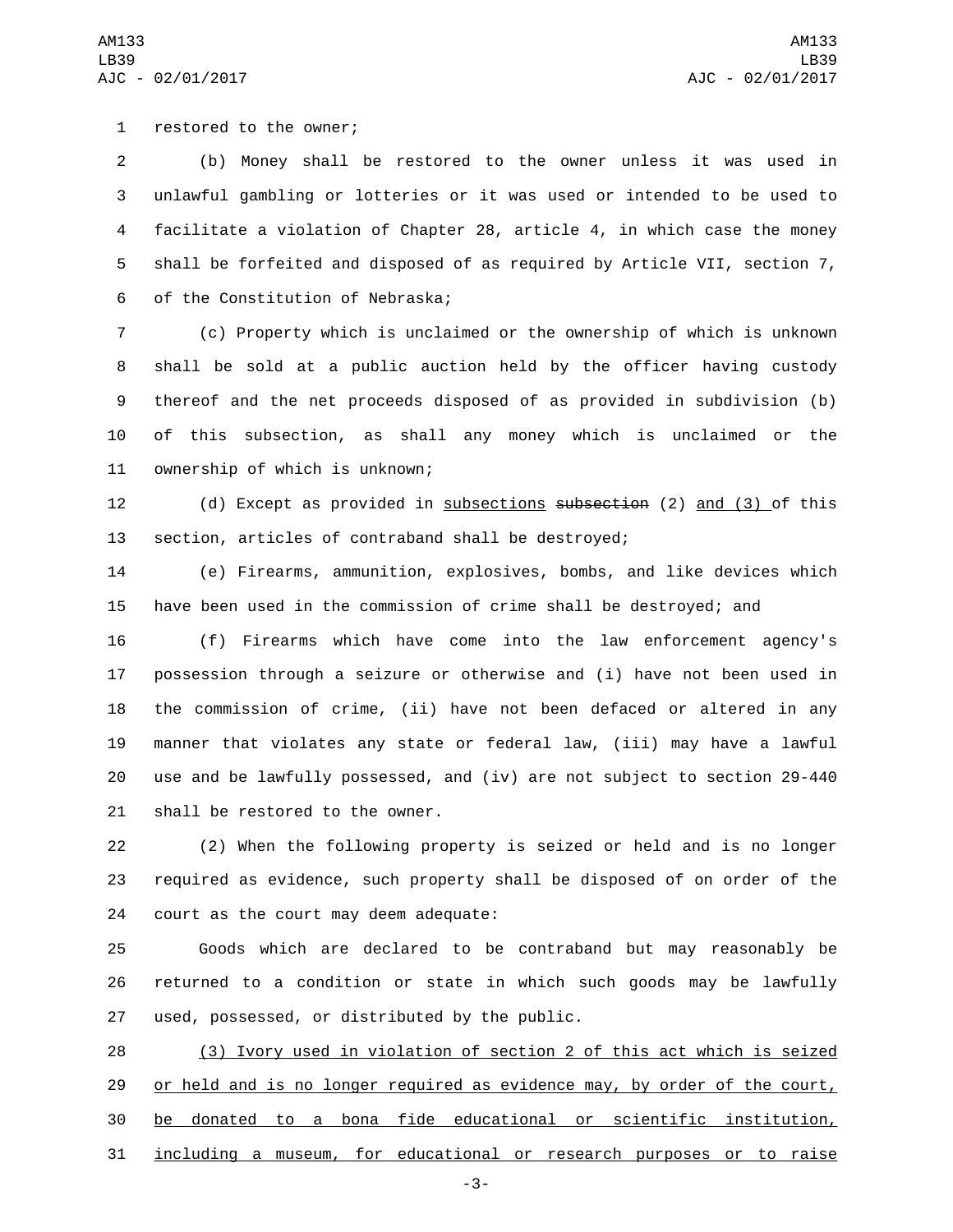restored to the owner;

(b) Money shall be restored to the owner unless it was used in unlawful gambling or lotteries or it was used or intended to be used to facilitate a violation of Chapter 28, article 4, in which case the money shall be forfeited and disposed of as required by Article VII, section 7, of the Constitution of Nebraska;

(c) Property which is unclaimed or the ownership of which is unknown shall be sold at a public auction held by the officer having custody thereof and the net proceeds disposed of as provided in subdivision (b) of this subsection, as shall any money which is unclaimed or the ownership of which is unknown;

(d) Except as provided in <u>subsections</u> ~~subsection~~ (2) <u>and (3)</u> of this section, articles of contraband shall be destroyed;

(e) Firearms, ammunition, explosives, bombs, and like devices which have been used in the commission of crime shall be destroyed; and

(f) Firearms which have come into the law enforcement agency's possession through a seizure or otherwise and (i) have not been used in the commission of crime, (ii) have not been defaced or altered in any manner that violates any state or federal law, (iii) may have a lawful use and be lawfully possessed, and (iv) are not subject to section 29-440 shall be restored to the owner.

(2) When the following property is seized or held and is no longer required as evidence, such property shall be disposed of on order of the court as the court may deem adequate:

Goods which are declared to be contraband but may reasonably be returned to a condition or state in which such goods may be lawfully used, possessed, or distributed by the public.

<u>(3) Ivory used in violation of section 2 of this act which is seized or held and is no longer required as evidence may, by order of the court, be donated to a bona fide educational or scientific institution, including a museum, for educational or research purposes or to raise</u>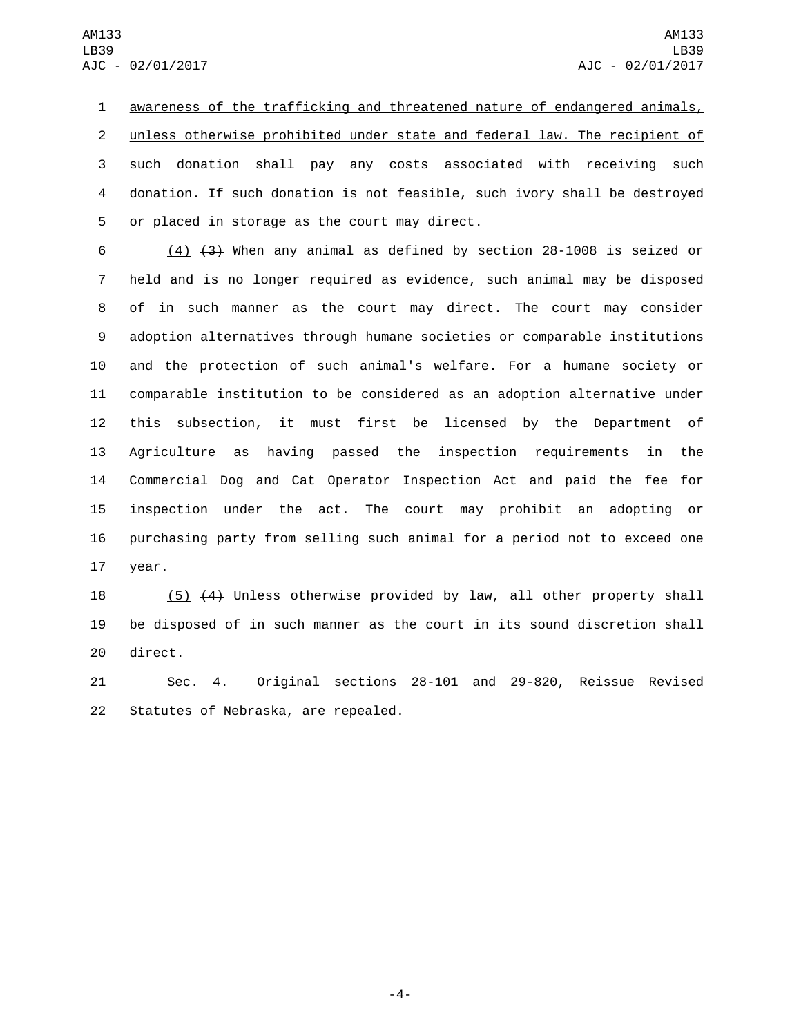awareness of the trafficking and threatened nature of endangered animals, unless otherwise prohibited under state and federal law. The recipient of such donation shall pay any costs associated with receiving such donation. If such donation is not feasible, such ivory shall be destroyed or placed in storage as the court may direct.

(4) ~~(3)~~ When any animal as defined by section 28-1008 is seized or held and is no longer required as evidence, such animal may be disposed of in such manner as the court may direct. The court may consider adoption alternatives through humane societies or comparable institutions and the protection of such animal's welfare. For a humane society or comparable institution to be considered as an adoption alternative under this subsection, it must first be licensed by the Department of Agriculture as having passed the inspection requirements in the Commercial Dog and Cat Operator Inspection Act and paid the fee for inspection under the act. The court may prohibit an adopting or purchasing party from selling such animal for a period not to exceed one year.

(5) ~~(4)~~ Unless otherwise provided by law, all other property shall be disposed of in such manner as the court in its sound discretion shall direct.

Sec. 4. Original sections 28-101 and 29-820, Reissue Revised Statutes of Nebraska, are repealed.